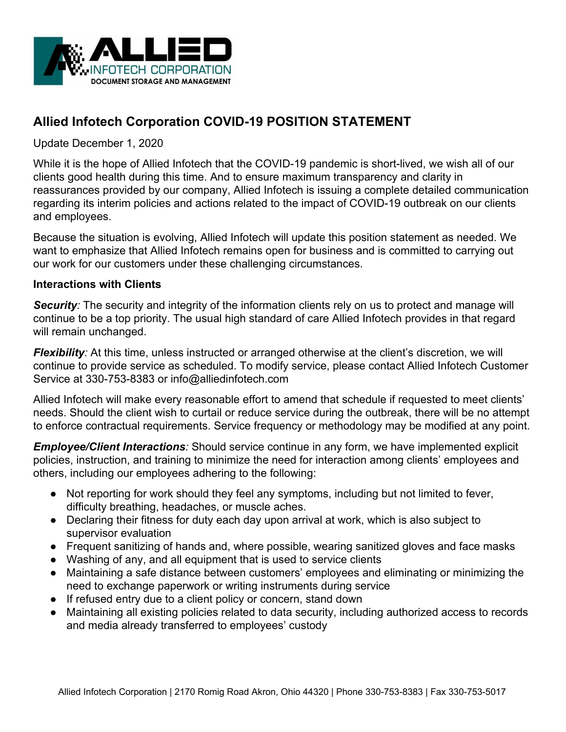# Allied Infotech Corporation COVID-19 POSITION STATEMENT

Update December 1, 2020

While it is the hope of Allied Infotech that the COVID-19 pandemic is short-lived, we wish all of our clients good health during this time. And to ensure maximum transparency and clarity in reassurances provided by our company, Allied Infotech is issuing a complete detailed communication regarding its interim policies and actions related to the impact of COVID-19 outbreak on our clients and employees.

Because the situation is evolving, Allied Infotech will update this position statement as needed. We want to emphasize that Allied Infotech remains open for business and is committed to carrying out our work for our customers under these challenging circumstances.

**Interactions with Clients**

***Security****:* The security and integrity of the information clients rely on us to protect and manage will continue to be a top priority. The usual high standard of care Allied Infotech provides in that regard will remain unchanged.

***Flexibility****:* At this time, unless instructed or arranged otherwise at the client's discretion, we will continue to provide service as scheduled. To modify service, please contact Allied Infotech Customer Service at 330-753-8383 or info@alliedinfotech.com

Allied Infotech will make every reasonable effort to amend that schedule if requested to meet clients' needs. Should the client wish to curtail or reduce service during the outbreak, there will be no attempt to enforce contractual requirements. Service frequency or methodology may be modified at any point.

***Employee/Client Interactions****:* Should service continue in any form, we have implemented explicit policies, instruction, and training to minimize the need for interaction among clients' employees and others, including our employees adhering to the following:

- Not reporting for work should they feel any symptoms, including but not limited to fever, difficulty breathing, headaches, or muscle aches.
- Declaring their fitness for duty each day upon arrival at work, which is also subject to supervisor evaluation
- Frequent sanitizing of hands and, where possible, wearing sanitized gloves and face masks
- Washing of any, and all equipment that is used to service clients
- Maintaining a safe distance between customers' employees and eliminating or minimizing the need to exchange paperwork or writing instruments during service
- If refused entry due to a client policy or concern, stand down
- Maintaining all existing policies related to data security, including authorized access to records and media already transferred to employees' custody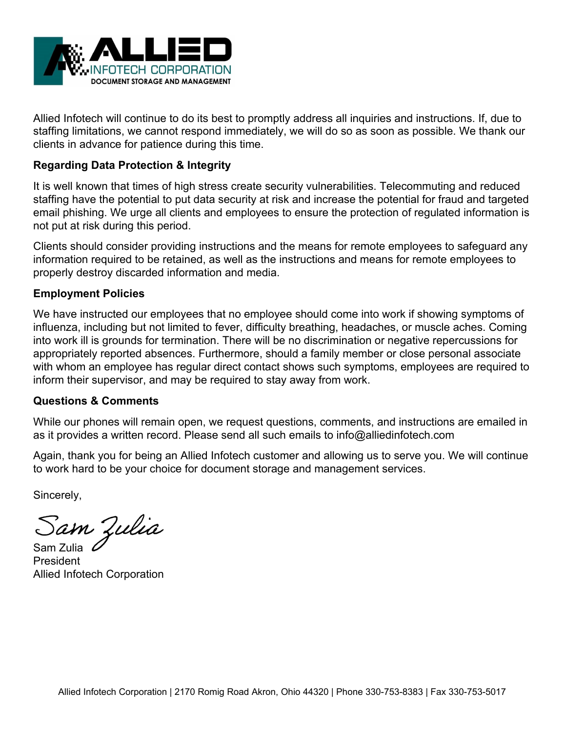**ALLIED**
INFOTECH CORPORATION
DOCUMENT STORAGE AND MANAGEMENT

Allied Infotech will continue to do its best to promptly address all inquiries and instructions. If, due to staffing limitations, we cannot respond immediately, we will do so as soon as possible. We thank our clients in advance for patience during this time.

**Regarding Data Protection & Integrity**

It is well known that times of high stress create security vulnerabilities. Telecommuting and reduced staffing have the potential to put data security at risk and increase the potential for fraud and targeted email phishing. We urge all clients and employees to ensure the protection of regulated information is not put at risk during this period.

Clients should consider providing instructions and the means for remote employees to safeguard any information required to be retained, as well as the instructions and means for remote employees to properly destroy discarded information and media.

**Employment Policies**

We have instructed our employees that no employee should come into work if showing symptoms of influenza, including but not limited to fever, difficulty breathing, headaches, or muscle aches. Coming into work ill is grounds for termination. There will be no discrimination or negative repercussions for appropriately reported absences. Furthermore, should a family member or close personal associate with whom an employee has regular direct contact shows such symptoms, employees are required to inform their supervisor, and may be required to stay away from work.

**Questions & Comments**

While our phones will remain open, we request questions, comments, and instructions are emailed in as it provides a written record. Please send all such emails to info@alliedinfotech.com

Again, thank you for being an Allied Infotech customer and allowing us to serve you. We will continue to work hard to be your choice for document storage and management services.

Sincerely,

*Sam Zulia*

Sam Zulia
President
Allied Infotech Corporation

Allied Infotech Corporation | 2170 Romig Road Akron, Ohio 44320 | Phone 330-753-8383 | Fax 330-753-5017